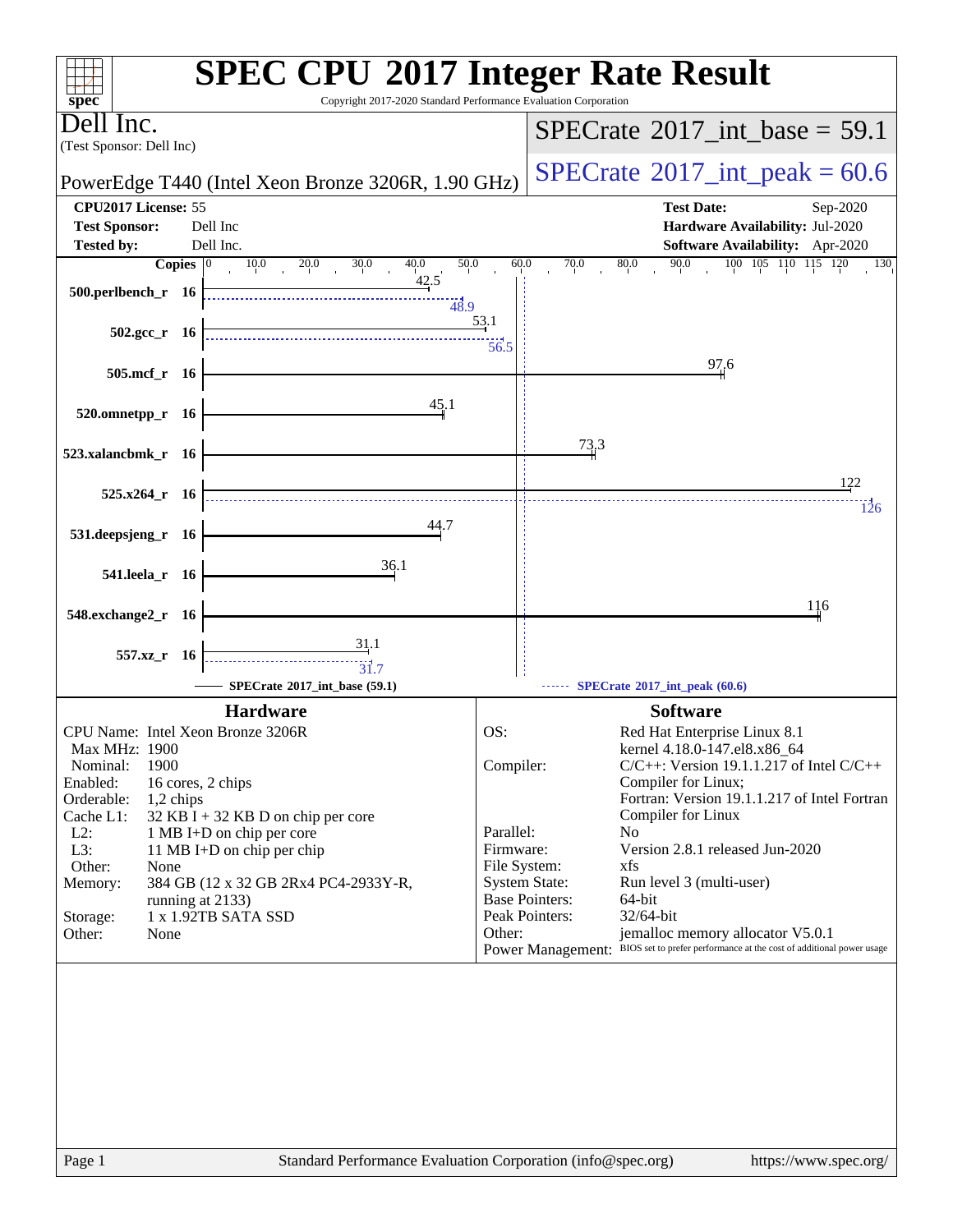# SPEC CPU 2017 Integer Rate Result

Copyright 2017-2020 Standard Performance Evaluation Corporation

**Dell Inc.**
(Test Sponsor: Dell Inc)

PowerEdge T440 (Intel Xeon Bronze 3206R, 1.90 GHz)

SPECrate 2017_int_base = 59.1

SPECrate 2017_int_peak = 60.6

| | | | |
|---|---|---|---|
| **CPU2017 License:** | 55 | **Test Date:** | Sep-2020 |
| **Test Sponsor:** | Dell Inc | **Hardware Availability:** | Jul-2020 |
| **Tested by:** | Dell Inc. | **Software Availability:** | Apr-2020 |

| Benchmark | Copies | Base | Peak |
|---|---|---|---|
| 500.perlbench_r | 16 | 42.5 | 48.9 |
| 502.gcc_r | 16 | 53.1 | 56.5 |
| 505.mcf_r | 16 | 97.6 | |
| 520.omnetpp_r | 16 | 45.1 | |
| 523.xalancbmk_r | 16 | 73.3 | |
| 525.x264_r | 16 | 122 | 126 |
| 531.deepsjeng_r | 16 | 44.7 | |
| 541.leela_r | 16 | 36.1 | |
| 548.exchange2_r | 16 | 116 | |
| 557.xz_r | 16 | 31.1 | 31.7 |

SPECrate 2017_int_base (59.1) ------ SPECrate 2017_int_peak (60.6)

## Hardware

| | |
|---|---|
| CPU Name: | Intel Xeon Bronze 3206R |
| Max MHz: | 1900 |
| Nominal: | 1900 |
| Enabled: | 16 cores, 2 chips |
| Orderable: | 1,2 chips |
| Cache L1: | 32 KB I + 32 KB D on chip per core |
| L2: | 1 MB I+D on chip per core |
| L3: | 11 MB I+D on chip per chip |
| Other: | None |
| Memory: | 384 GB (12 x 32 GB 2Rx4 PC4-2933Y-R, running at 2133) |
| Storage: | 1 x 1.92TB SATA SSD |
| Other: | None |

## Software

| | |
|---|---|
| OS: | Red Hat Enterprise Linux 8.1 kernel 4.18.0-147.el8.x86_64 |
| Compiler: | C/C++: Version 19.1.1.217 of Intel C/C++ Compiler for Linux; Fortran: Version 19.1.1.217 of Intel Fortran Compiler for Linux |
| Parallel: | No |
| Firmware: | Version 2.8.1 released Jun-2020 |
| File System: | xfs |
| System State: | Run level 3 (multi-user) |
| Base Pointers: | 64-bit |
| Peak Pointers: | 32/64-bit |
| Other: | jemalloc memory allocator V5.0.1 |
| Power Management: | BIOS set to prefer performance at the cost of additional power usage |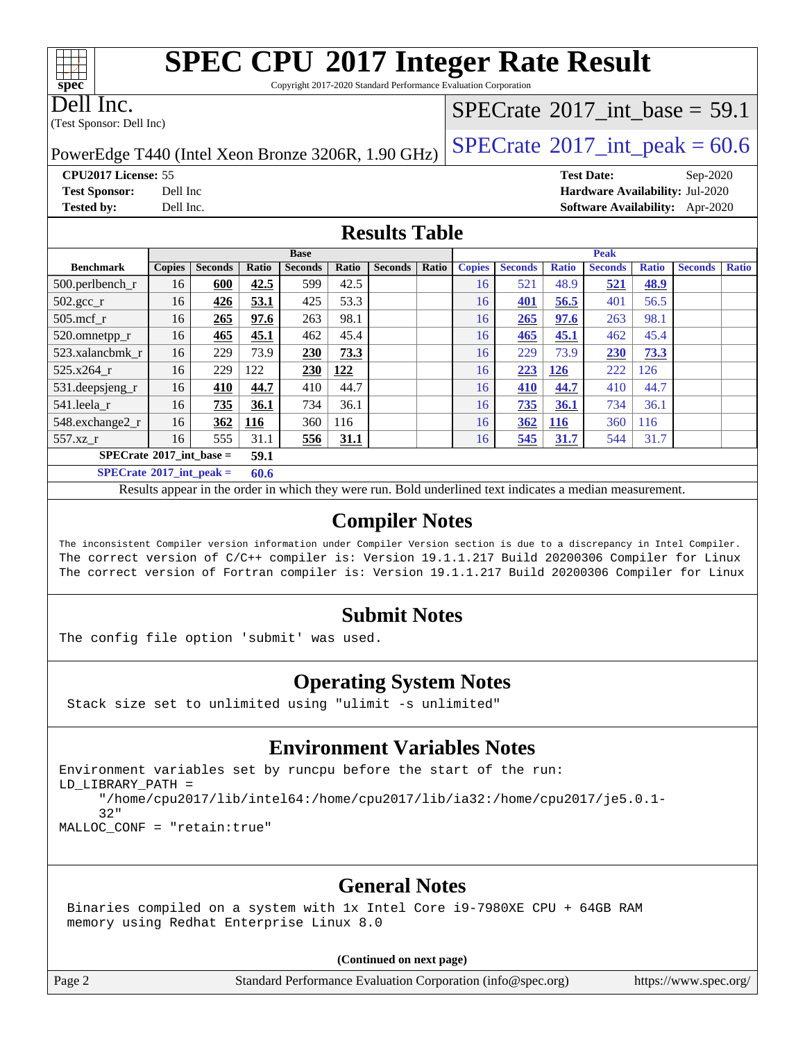# SPEC CPU 2017 Integer Rate Result

Copyright 2017-2020 Standard Performance Evaluation Corporation

**Dell Inc.**
(Test Sponsor: Dell Inc)

PowerEdge T440 (Intel Xeon Bronze 3206R, 1.90 GHz)

SPECrate 2017_int_base = 59.1

SPECrate 2017_int_peak = 60.6

**CPU2017 License:** 55
**Test Sponsor:** Dell Inc
**Tested by:** Dell Inc.

**Test Date:** Sep-2020
**Hardware Availability:** Jul-2020
**Software Availability:** Apr-2020

## Results Table

| Benchmark | Base | | | | | | | Peak | | | | | | |
|---|---|---|---|---|---|---|---|---|---|---|---|---|---|---|
| | Copies | Seconds | Ratio | Seconds | Ratio | Seconds | Ratio | Copies | Seconds | Ratio | Seconds | Ratio | Seconds | Ratio |
| 500.perlbench_r | 16 | **600** | **42.5** | 599 | 42.5 | | | 16 | 521 | 48.9 | **521** | **48.9** | | |
| 502.gcc_r | 16 | **426** | **53.1** | 425 | 53.3 | | | 16 | **401** | **56.5** | 401 | 56.5 | | |
| 505.mcf_r | 16 | **265** | **97.6** | 263 | 98.1 | | | 16 | **265** | **97.6** | 263 | 98.1 | | |
| 520.omnetpp_r | 16 | **465** | **45.1** | 462 | 45.4 | | | 16 | **465** | **45.1** | 462 | 45.4 | | |
| 523.xalancbmk_r | 16 | 229 | 73.9 | **230** | **73.3** | | | 16 | 229 | 73.9 | **230** | **73.3** | | |
| 525.x264_r | 16 | 229 | 122 | **230** | **122** | | | 16 | **223** | **126** | 222 | 126 | | |
| 531.deepsjeng_r | 16 | **410** | **44.7** | 410 | 44.7 | | | 16 | **410** | **44.7** | 410 | 44.7 | | |
| 541.leela_r | 16 | **735** | **36.1** | 734 | 36.1 | | | 16 | **735** | **36.1** | 734 | 36.1 | | |
| 548.exchange2_r | 16 | **362** | **116** | 360 | 116 | | | 16 | **362** | **116** | 360 | 116 | | |
| 557.xz_r | 16 | 555 | 31.1 | **556** | **31.1** | | | 16 | **545** | **31.7** | 544 | 31.7 | | |

**SPECrate 2017_int_base = 59.1**

**SPECrate 2017_int_peak = 60.6**

Results appear in the order in which they were run. Bold underlined text indicates a median measurement.

## Compiler Notes

```
The inconsistent Compiler version information under Compiler Version section is due to a discrepancy in Intel Compiler.
The correct version of C/C++ compiler is: Version 19.1.1.217 Build 20200306 Compiler for Linux
The correct version of Fortran compiler is: Version 19.1.1.217 Build 20200306 Compiler for Linux
```

## Submit Notes

```
The config file option 'submit' was used.
```

## Operating System Notes

```
Stack size set to unlimited using "ulimit -s unlimited"
```

## Environment Variables Notes

```
Environment variables set by runcpu before the start of the run:
LD_LIBRARY_PATH =
     "/home/cpu2017/lib/intel64:/home/cpu2017/lib/ia32:/home/cpu2017/je5.0.1-
     32"
MALLOC_CONF = "retain:true"
```

## General Notes

```
Binaries compiled on a system with 1x Intel Core i9-7980XE CPU + 64GB RAM
memory using Redhat Enterprise Linux 8.0
```

**(Continued on next page)**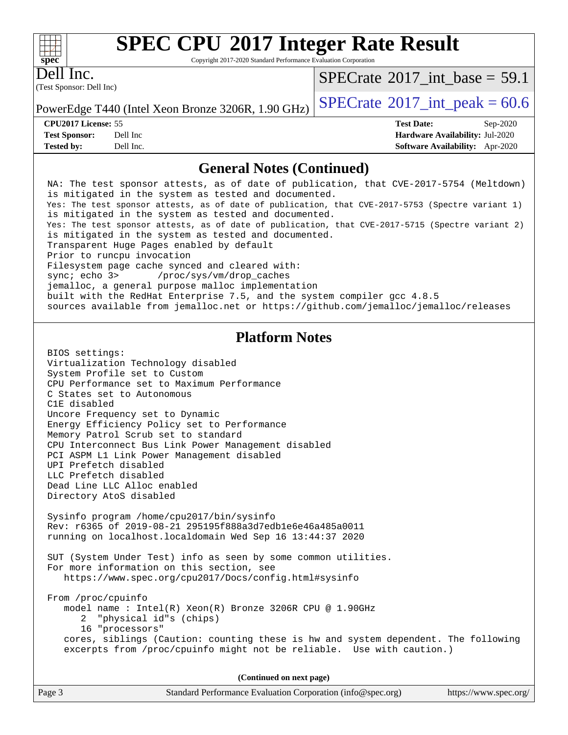## General Notes (Continued)

```
NA: The test sponsor attests, as of date of publication, that CVE-2017-5754 (Meltdown)
is mitigated in the system as tested and documented.
Yes: The test sponsor attests, as of date of publication, that CVE-2017-5753 (Spectre variant 1)
is mitigated in the system as tested and documented.
Yes: The test sponsor attests, as of date of publication, that CVE-2017-5715 (Spectre variant 2)
is mitigated in the system as tested and documented.
Transparent Huge Pages enabled by default
Prior to runcpu invocation
Filesystem page cache synced and cleared with:
sync; echo 3>       /proc/sys/vm/drop_caches
jemalloc, a general purpose malloc implementation
built with the RedHat Enterprise 7.5, and the system compiler gcc 4.8.5
sources available from jemalloc.net or https://github.com/jemalloc/jemalloc/releases
```

## Platform Notes

```
BIOS settings:
Virtualization Technology disabled
System Profile set to Custom
CPU Performance set to Maximum Performance
C States set to Autonomous
C1E disabled
Uncore Frequency set to Dynamic
Energy Efficiency Policy set to Performance
Memory Patrol Scrub set to standard
CPU Interconnect Bus Link Power Management disabled
PCI ASPM L1 Link Power Management disabled
UPI Prefetch disabled
LLC Prefetch disabled
Dead Line LLC Alloc enabled
Directory AtoS disabled

Sysinfo program /home/cpu2017/bin/sysinfo
Rev: r6365 of 2019-08-21 295195f888a3d7edb1e6e46a485a0011
running on localhost.localdomain Wed Sep 16 13:44:37 2020

SUT (System Under Test) info as seen by some common utilities.
For more information on this section, see
   https://www.spec.org/cpu2017/Docs/config.html#sysinfo

From /proc/cpuinfo
   model name : Intel(R) Xeon(R) Bronze 3206R CPU @ 1.90GHz
      2  "physical id"s (chips)
      16 "processors"
   cores, siblings (Caution: counting these is hw and system dependent. The following
   excerpts from /proc/cpuinfo might not be reliable.  Use with caution.)
```

(Continued on next page)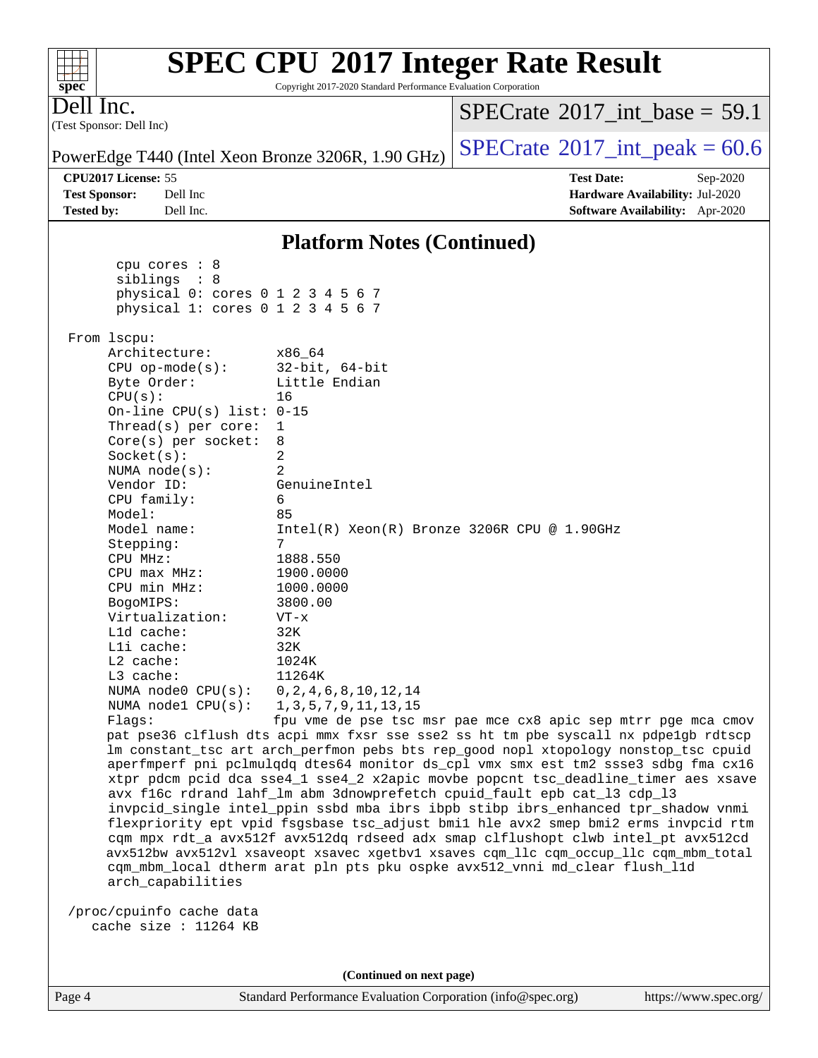# SPEC CPU 2017 Integer Rate Result

Copyright 2017-2020 Standard Performance Evaluation Corporation

**Dell Inc.**
(Test Sponsor: Dell Inc)

PowerEdge T440 (Intel Xeon Bronze 3206R, 1.90 GHz)

SPECrate 2017_int_base = 59.1
SPECrate 2017_int_peak = 60.6

| | | | |
|---|---|---|---|
| **CPU2017 License:** | 55 | **Test Date:** | Sep-2020 |
| **Test Sponsor:** | Dell Inc | **Hardware Availability:** | Jul-2020 |
| **Tested by:** | Dell Inc. | **Software Availability:** | Apr-2020 |

## Platform Notes (Continued)

```
       cpu cores : 8
       siblings  : 8
       physical 0: cores 0 1 2 3 4 5 6 7
       physical 1: cores 0 1 2 3 4 5 6 7

 From lscpu:
      Architecture:        x86_64
      CPU op-mode(s):      32-bit, 64-bit
      Byte Order:          Little Endian
      CPU(s):              16
      On-line CPU(s) list: 0-15
      Thread(s) per core:  1
      Core(s) per socket:  8
      Socket(s):           2
      NUMA node(s):        2
      Vendor ID:           GenuineIntel
      CPU family:          6
      Model:               85
      Model name:          Intel(R) Xeon(R) Bronze 3206R CPU @ 1.90GHz
      Stepping:            7
      CPU MHz:             1888.550
      CPU max MHz:         1900.0000
      CPU min MHz:         1000.0000
      BogoMIPS:            3800.00
      Virtualization:      VT-x
      L1d cache:           32K
      L1i cache:           32K
      L2 cache:            1024K
      L3 cache:            11264K
      NUMA node0 CPU(s):   0,2,4,6,8,10,12,14
      NUMA node1 CPU(s):   1,3,5,7,9,11,13,15
      Flags:               fpu vme de pse tsc msr pae mce cx8 apic sep mtrr pge mca cmov
      pat pse36 clflush dts acpi mmx fxsr sse sse2 ss ht tm pbe syscall nx pdpe1gb rdtscp
      lm constant_tsc art arch_perfmon pebs bts rep_good nopl xtopology nonstop_tsc cpuid
      aperfmperf pni pclmulqdq dtes64 monitor ds_cpl vmx smx est tm2 ssse3 sdbg fma cx16
      xtpr pdcm pcid dca sse4_1 sse4_2 x2apic movbe popcnt tsc_deadline_timer aes xsave
      avx f16c rdrand lahf_lm abm 3dnowprefetch cpuid_fault epb cat_l3 cdp_l3
      invpcid_single intel_ppin ssbd mba ibrs ibpb stibp ibrs_enhanced tpr_shadow vnmi
      flexpriority ept vpid fsgsbase tsc_adjust bmi1 hle avx2 smep bmi2 erms invpcid rtm
      cqm mpx rdt_a avx512f avx512dq rdseed adx smap clflushopt clwb intel_pt avx512cd
      avx512bw avx512vl xsaveopt xsavec xgetbv1 xsaves cqm_llc cqm_occup_llc cqm_mbm_total
      cqm_mbm_local dtherm arat pln pts pku ospke avx512_vnni md_clear flush_l1d
      arch_capabilities

 /proc/cpuinfo cache data
    cache size : 11264 KB
```

**(Continued on next page)**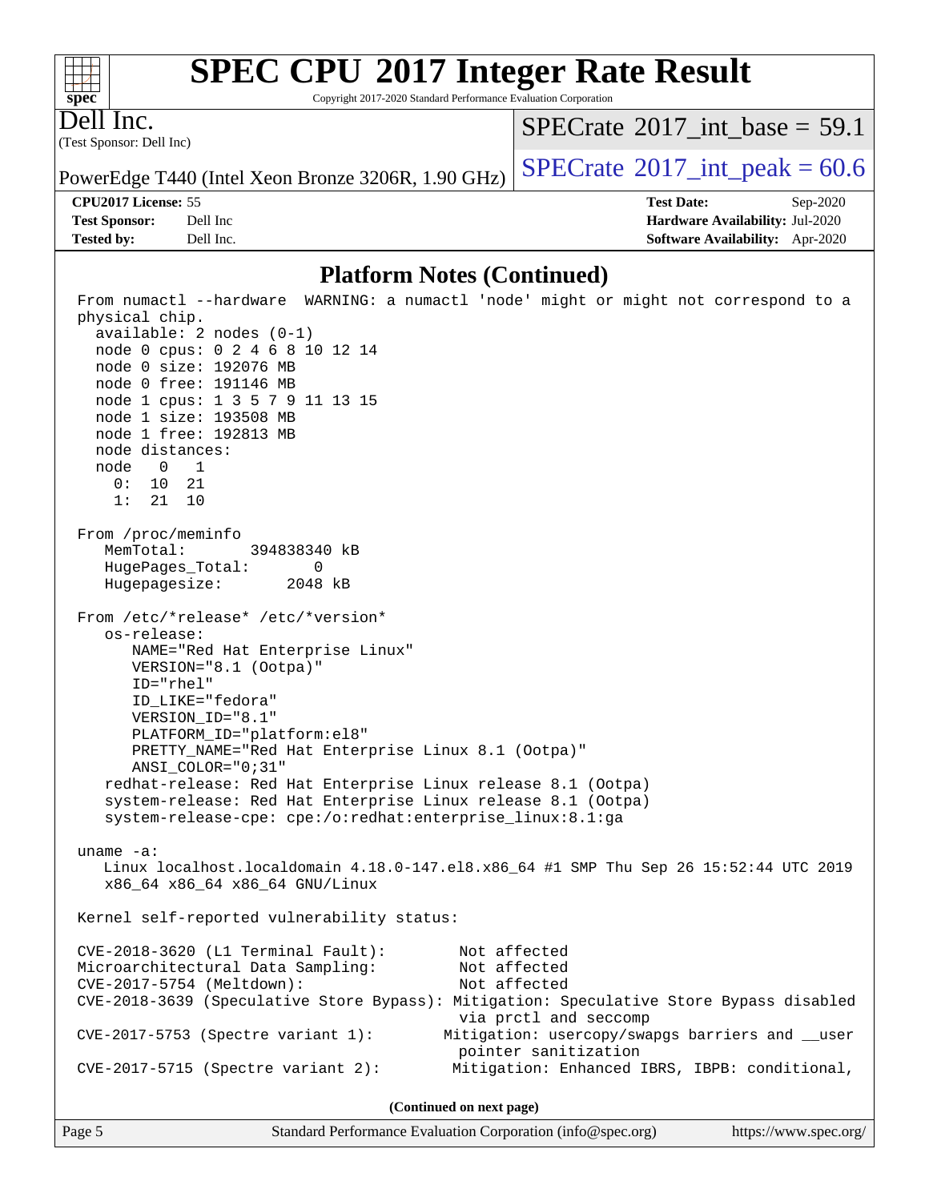## Platform Notes (Continued)

```
From numactl --hardware  WARNING: a numactl 'node' might or might not correspond to a
physical chip.
  available: 2 nodes (0-1)
  node 0 cpus: 0 2 4 6 8 10 12 14
  node 0 size: 192076 MB
  node 0 free: 191146 MB
  node 1 cpus: 1 3 5 7 9 11 13 15
  node 1 size: 193508 MB
  node 1 free: 192813 MB
  node distances:
  node   0   1
    0:  10  21
    1:  21  10

From /proc/meminfo
   MemTotal:       394838340 kB
   HugePages_Total:       0
   Hugepagesize:       2048 kB

From /etc/*release* /etc/*version*
   os-release:
      NAME="Red Hat Enterprise Linux"
      VERSION="8.1 (Ootpa)"
      ID="rhel"
      ID_LIKE="fedora"
      VERSION_ID="8.1"
      PLATFORM_ID="platform:el8"
      PRETTY_NAME="Red Hat Enterprise Linux 8.1 (Ootpa)"
      ANSI_COLOR="0;31"
   redhat-release: Red Hat Enterprise Linux release 8.1 (Ootpa)
   system-release: Red Hat Enterprise Linux release 8.1 (Ootpa)
   system-release-cpe: cpe:/o:redhat:enterprise_linux:8.1:ga

uname -a:
   Linux localhost.localdomain 4.18.0-147.el8.x86_64 #1 SMP Thu Sep 26 15:52:44 UTC 2019
   x86_64 x86_64 x86_64 GNU/Linux

Kernel self-reported vulnerability status:

CVE-2018-3620 (L1 Terminal Fault):          Not affected
Microarchitectural Data Sampling:           Not affected
CVE-2017-5754 (Meltdown):                   Not affected
CVE-2018-3639 (Speculative Store Bypass): Mitigation: Speculative Store Bypass disabled
                                            via prctl and seccomp
CVE-2017-5753 (Spectre variant 1):        Mitigation: usercopy/swapgs barriers and __user
                                            pointer sanitization
CVE-2017-5715 (Spectre variant 2):         Mitigation: Enhanced IBRS, IBPB: conditional,
```

(Continued on next page)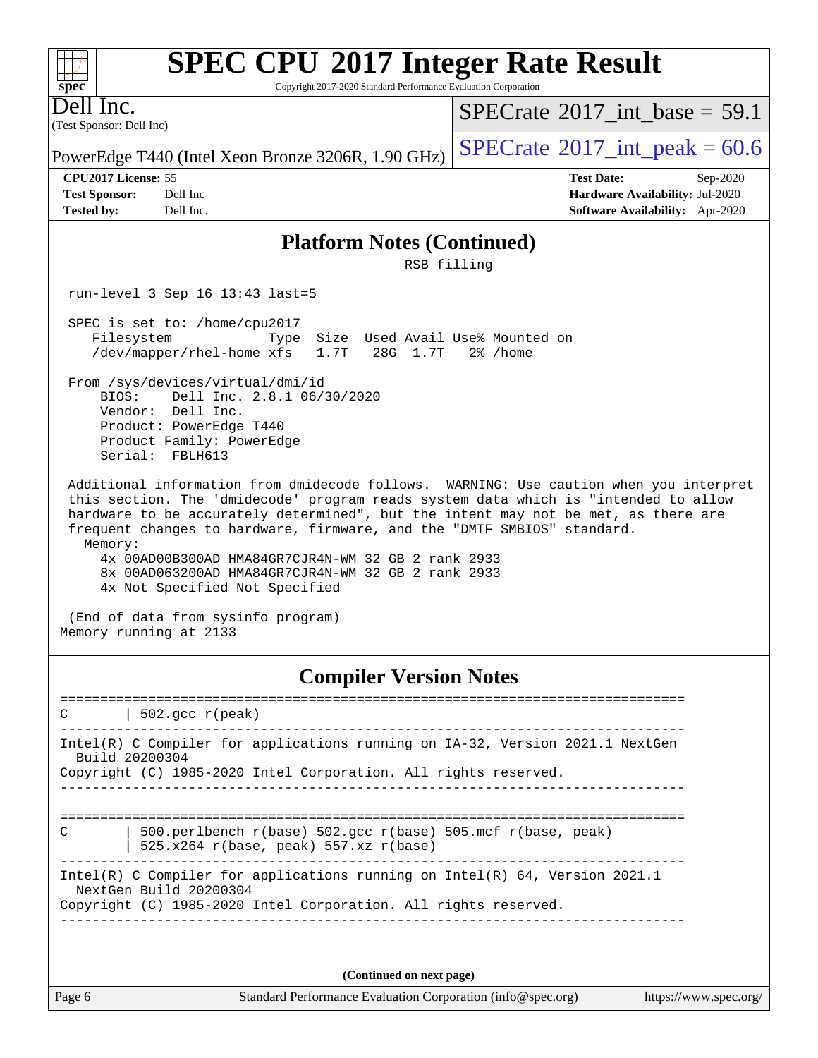## Platform Notes (Continued)

```
                                    RSB filling

 run-level 3 Sep 16 13:43 last=5

 SPEC is set to: /home/cpu2017
    Filesystem            Type  Size  Used Avail Use% Mounted on
    /dev/mapper/rhel-home xfs   1.7T   28G  1.7T   2% /home

 From /sys/devices/virtual/dmi/id
     BIOS:    Dell Inc. 2.8.1 06/30/2020
     Vendor:  Dell Inc.
     Product: PowerEdge T440
     Product Family: PowerEdge
     Serial:  FBLH613

 Additional information from dmidecode follows.  WARNING: Use caution when you interpret
 this section. The 'dmidecode' program reads system data which is "intended to allow
 hardware to be accurately determined", but the intent may not be met, as there are
 frequent changes to hardware, firmware, and the "DMTF SMBIOS" standard.
   Memory:
     4x 00AD00B300AD HMA84GR7CJR4N-WM 32 GB 2 rank 2933
     8x 00AD063200AD HMA84GR7CJR4N-WM 32 GB 2 rank 2933
     4x Not Specified Not Specified

 (End of data from sysinfo program)
Memory running at 2133
```

## Compiler Version Notes

```
==============================================================================
C       | 502.gcc_r(peak)
------------------------------------------------------------------------------
Intel(R) C Compiler for applications running on IA-32, Version 2021.1 NextGen
  Build 20200304
Copyright (C) 1985-2020 Intel Corporation. All rights reserved.
------------------------------------------------------------------------------

==============================================================================
C       | 500.perlbench_r(base) 502.gcc_r(base) 505.mcf_r(base, peak)
        | 525.x264_r(base, peak) 557.xz_r(base)
------------------------------------------------------------------------------
Intel(R) C Compiler for applications running on Intel(R) 64, Version 2021.1
  NextGen Build 20200304
Copyright (C) 1985-2020 Intel Corporation. All rights reserved.
------------------------------------------------------------------------------
```

**(Continued on next page)**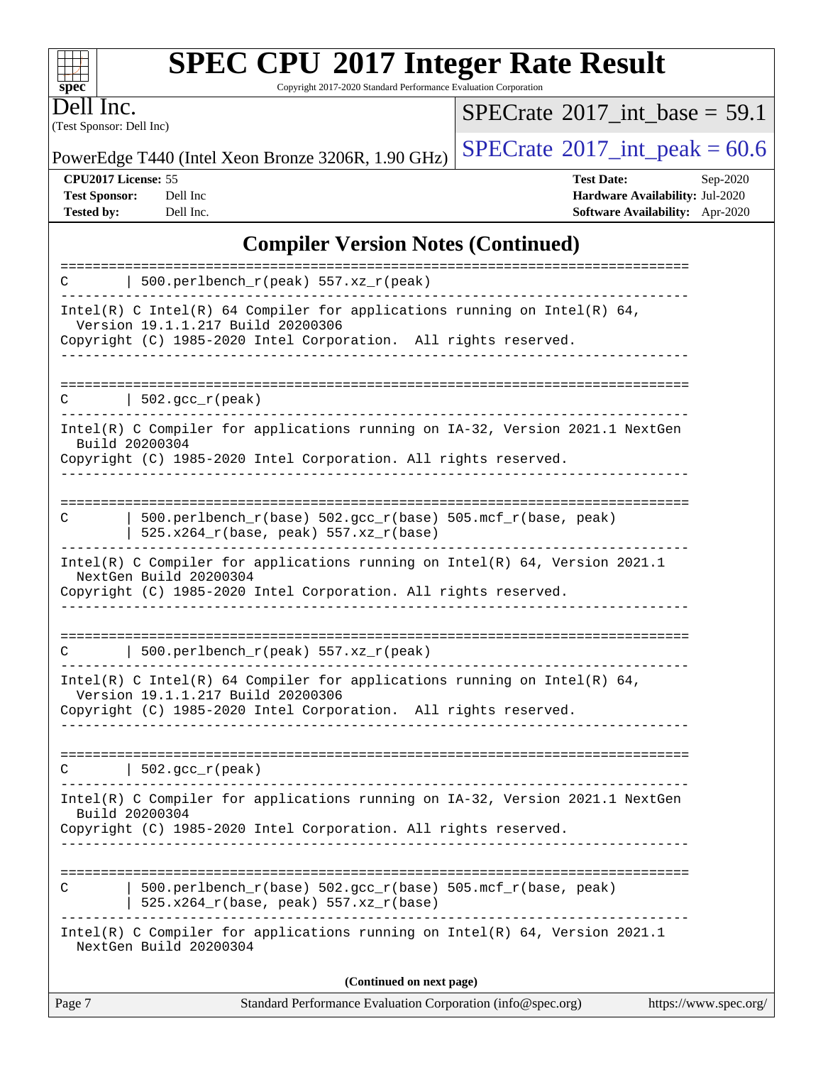## Compiler Version Notes (Continued)

```
==============================================================================
C       | 500.perlbench_r(peak) 557.xz_r(peak)
------------------------------------------------------------------------------
Intel(R) C Intel(R) 64 Compiler for applications running on Intel(R) 64,
  Version 19.1.1.217 Build 20200306
Copyright (C) 1985-2020 Intel Corporation.  All rights reserved.
------------------------------------------------------------------------------

==============================================================================
C       | 502.gcc_r(peak)
------------------------------------------------------------------------------
Intel(R) C Compiler for applications running on IA-32, Version 2021.1 NextGen
  Build 20200304
Copyright (C) 1985-2020 Intel Corporation. All rights reserved.
------------------------------------------------------------------------------

==============================================================================
C       | 500.perlbench_r(base) 502.gcc_r(base) 505.mcf_r(base, peak)
        | 525.x264_r(base, peak) 557.xz_r(base)
------------------------------------------------------------------------------
Intel(R) C Compiler for applications running on Intel(R) 64, Version 2021.1
  NextGen Build 20200304
Copyright (C) 1985-2020 Intel Corporation. All rights reserved.
------------------------------------------------------------------------------

==============================================================================
C       | 500.perlbench_r(peak) 557.xz_r(peak)
------------------------------------------------------------------------------
Intel(R) C Intel(R) 64 Compiler for applications running on Intel(R) 64,
  Version 19.1.1.217 Build 20200306
Copyright (C) 1985-2020 Intel Corporation.  All rights reserved.
------------------------------------------------------------------------------

==============================================================================
C       | 502.gcc_r(peak)
------------------------------------------------------------------------------
Intel(R) C Compiler for applications running on IA-32, Version 2021.1 NextGen
  Build 20200304
Copyright (C) 1985-2020 Intel Corporation. All rights reserved.
------------------------------------------------------------------------------

==============================================================================
C       | 500.perlbench_r(base) 502.gcc_r(base) 505.mcf_r(base, peak)
        | 525.x264_r(base, peak) 557.xz_r(base)
------------------------------------------------------------------------------
Intel(R) C Compiler for applications running on Intel(R) 64, Version 2021.1
  NextGen Build 20200304
```

**(Continued on next page)**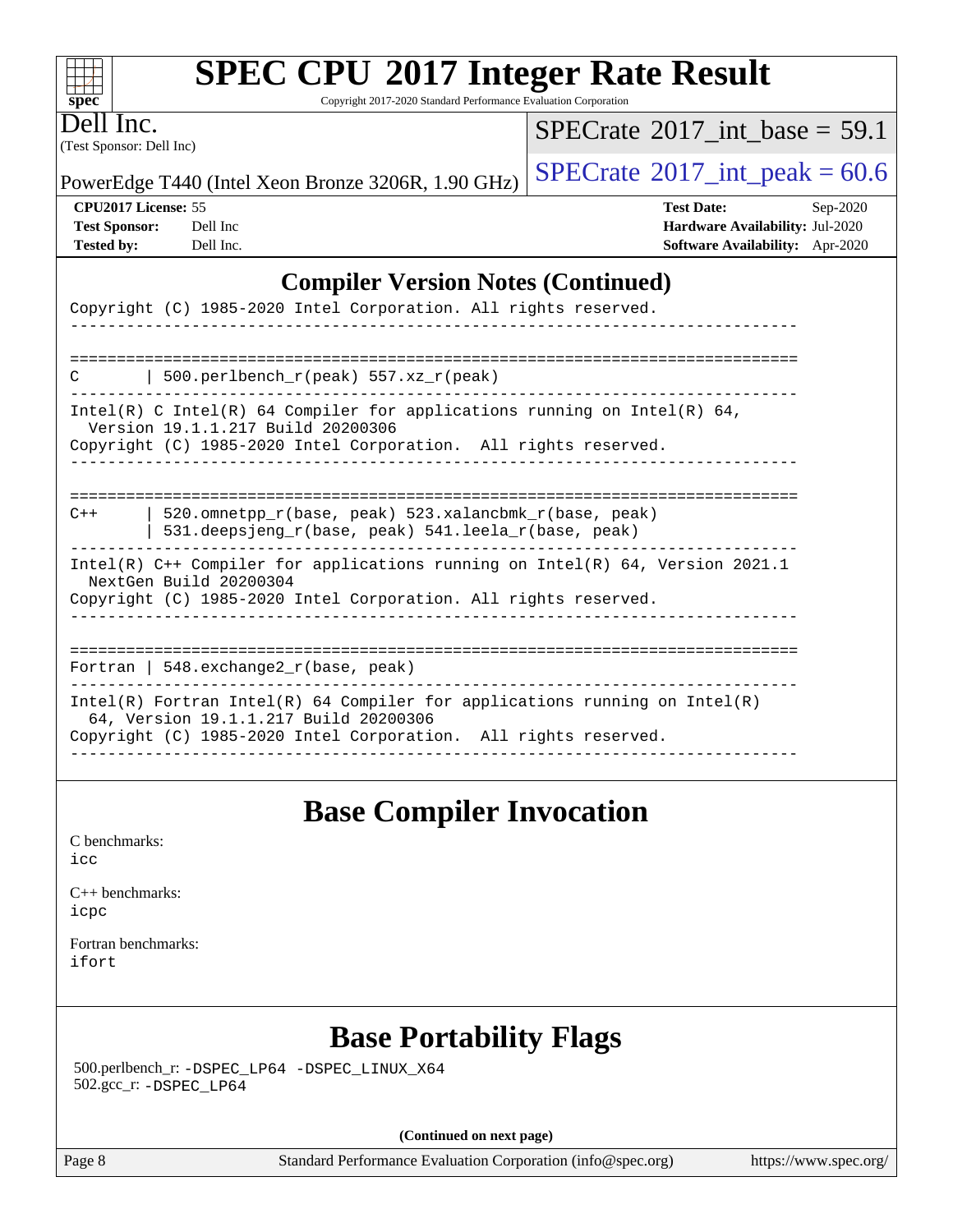# SPEC CPU 2017 Integer Rate Result

Copyright 2017-2020 Standard Performance Evaluation Corporation

Dell Inc.
(Test Sponsor: Dell Inc)

PowerEdge T440 (Intel Xeon Bronze 3206R, 1.90 GHz)

SPECrate 2017_int_base = 59.1

SPECrate 2017_int_peak = 60.6

**CPU2017 License:** 55
**Test Sponsor:** Dell Inc
**Tested by:** Dell Inc.

**Test Date:** Sep-2020
**Hardware Availability:** Jul-2020
**Software Availability:** Apr-2020

## Compiler Version Notes (Continued)

```
Copyright (C) 1985-2020 Intel Corporation. All rights reserved.
------------------------------------------------------------------------------

==============================================================================
C       | 500.perlbench_r(peak) 557.xz_r(peak)
------------------------------------------------------------------------------
Intel(R) C Intel(R) 64 Compiler for applications running on Intel(R) 64,
  Version 19.1.1.217 Build 20200306
Copyright (C) 1985-2020 Intel Corporation.  All rights reserved.
------------------------------------------------------------------------------

==============================================================================
C++     | 520.omnetpp_r(base, peak) 523.xalancbmk_r(base, peak)
        | 531.deepsjeng_r(base, peak) 541.leela_r(base, peak)
------------------------------------------------------------------------------
Intel(R) C++ Compiler for applications running on Intel(R) 64, Version 2021.1
  NextGen Build 20200304
Copyright (C) 1985-2020 Intel Corporation. All rights reserved.
------------------------------------------------------------------------------

==============================================================================
Fortran | 548.exchange2_r(base, peak)
------------------------------------------------------------------------------
Intel(R) Fortran Intel(R) 64 Compiler for applications running on Intel(R)
  64, Version 19.1.1.217 Build 20200306
Copyright (C) 1985-2020 Intel Corporation.  All rights reserved.
------------------------------------------------------------------------------
```

## Base Compiler Invocation

C benchmarks:
icc

C++ benchmarks:
icpc

Fortran benchmarks:
ifort

## Base Portability Flags

500.perlbench_r: -DSPEC_LP64 -DSPEC_LINUX_X64
502.gcc_r: -DSPEC_LP64

**(Continued on next page)**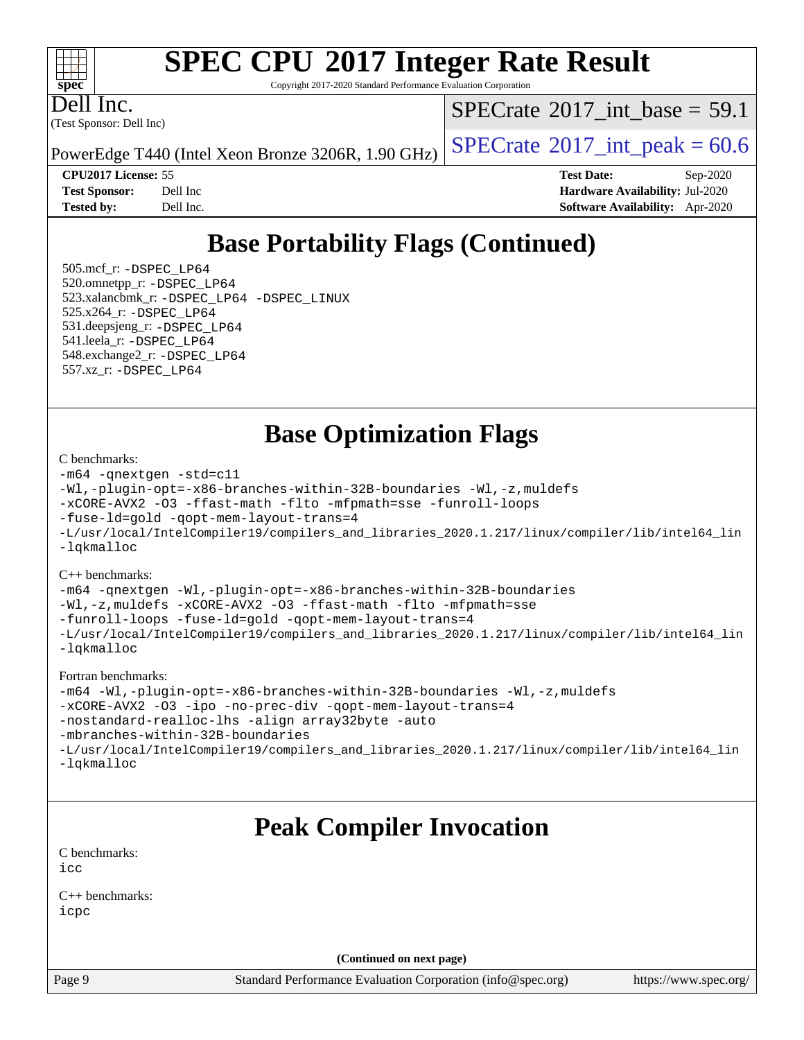# Base Portability Flags (Continued)

505.mcf_r: -DSPEC_LP64
520.omnetpp_r: -DSPEC_LP64
523.xalancbmk_r: -DSPEC_LP64 -DSPEC_LINUX
525.x264_r: -DSPEC_LP64
531.deepsjeng_r: -DSPEC_LP64
541.leela_r: -DSPEC_LP64
548.exchange2_r: -DSPEC_LP64
557.xz_r: -DSPEC_LP64

# Base Optimization Flags

C benchmarks:

```
-m64 -qnextgen -std=c11
-Wl,-plugin-opt=-x86-branches-within-32B-boundaries -Wl,-z,muldefs
-xCORE-AVX2 -O3 -ffast-math -flto -mfpmath=sse -funroll-loops
-fuse-ld=gold -qopt-mem-layout-trans=4
-L/usr/local/IntelCompiler19/compilers_and_libraries_2020.1.217/linux/compiler/lib/intel64_lin
-lqkmalloc
```

C++ benchmarks:

```
-m64 -qnextgen -Wl,-plugin-opt=-x86-branches-within-32B-boundaries
-Wl,-z,muldefs -xCORE-AVX2 -O3 -ffast-math -flto -mfpmath=sse
-funroll-loops -fuse-ld=gold -qopt-mem-layout-trans=4
-L/usr/local/IntelCompiler19/compilers_and_libraries_2020.1.217/linux/compiler/lib/intel64_lin
-lqkmalloc
```

Fortran benchmarks:

```
-m64 -Wl,-plugin-opt=-x86-branches-within-32B-boundaries -Wl,-z,muldefs
-xCORE-AVX2 -O3 -ipo -no-prec-div -qopt-mem-layout-trans=4
-nostandard-realloc-lhs -align array32byte -auto
-mbranches-within-32B-boundaries
-L/usr/local/IntelCompiler19/compilers_and_libraries_2020.1.217/linux/compiler/lib/intel64_lin
-lqkmalloc
```

# Peak Compiler Invocation

C benchmarks:

```
icc
```

C++ benchmarks:

```
icpc
```

**(Continued on next page)**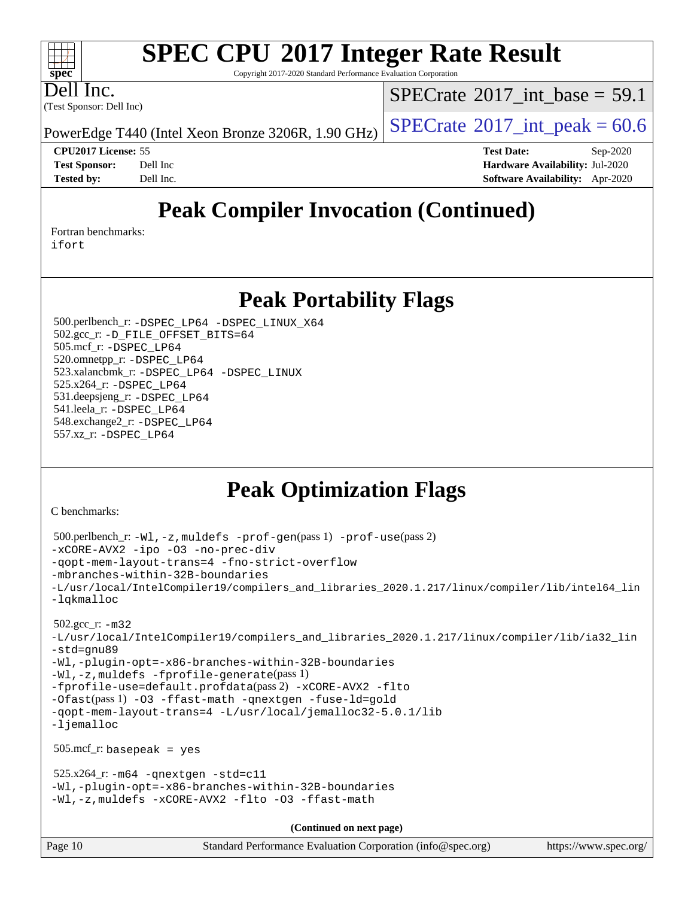# Peak Compiler Invocation (Continued)

Fortran benchmarks:
ifort

# Peak Portability Flags

500.perlbench_r: -DSPEC_LP64 -DSPEC_LINUX_X64
502.gcc_r: -D_FILE_OFFSET_BITS=64
505.mcf_r: -DSPEC_LP64
520.omnetpp_r: -DSPEC_LP64
523.xalancbmk_r: -DSPEC_LP64 -DSPEC_LINUX
525.x264_r: -DSPEC_LP64
531.deepsjeng_r: -DSPEC_LP64
541.leela_r: -DSPEC_LP64
548.exchange2_r: -DSPEC_LP64
557.xz_r: -DSPEC_LP64

# Peak Optimization Flags

C benchmarks:

500.perlbench_r: -Wl,-z,muldefs -prof-gen(pass 1) -prof-use(pass 2)
-xCORE-AVX2 -ipo -O3 -no-prec-div
-qopt-mem-layout-trans=4 -fno-strict-overflow
-mbranches-within-32B-boundaries
-L/usr/local/IntelCompiler19/compilers_and_libraries_2020.1.217/linux/compiler/lib/intel64_lin
-lqkmalloc

502.gcc_r: -m32
-L/usr/local/IntelCompiler19/compilers_and_libraries_2020.1.217/linux/compiler/lib/ia32_lin
-std=gnu89
-Wl,-plugin-opt=-x86-branches-within-32B-boundaries
-Wl,-z,muldefs -fprofile-generate(pass 1)
-fprofile-use=default.profdata(pass 2) -xCORE-AVX2 -flto
-Ofast(pass 1) -O3 -ffast-math -qnextgen -fuse-ld=gold
-qopt-mem-layout-trans=4 -L/usr/local/jemalloc32-5.0.1/lib
-ljemalloc

505.mcf_r: basepeak = yes

525.x264_r: -m64 -qnextgen -std=c11
-Wl,-plugin-opt=-x86-branches-within-32B-boundaries
-Wl,-z,muldefs -xCORE-AVX2 -flto -O3 -ffast-math

(Continued on next page)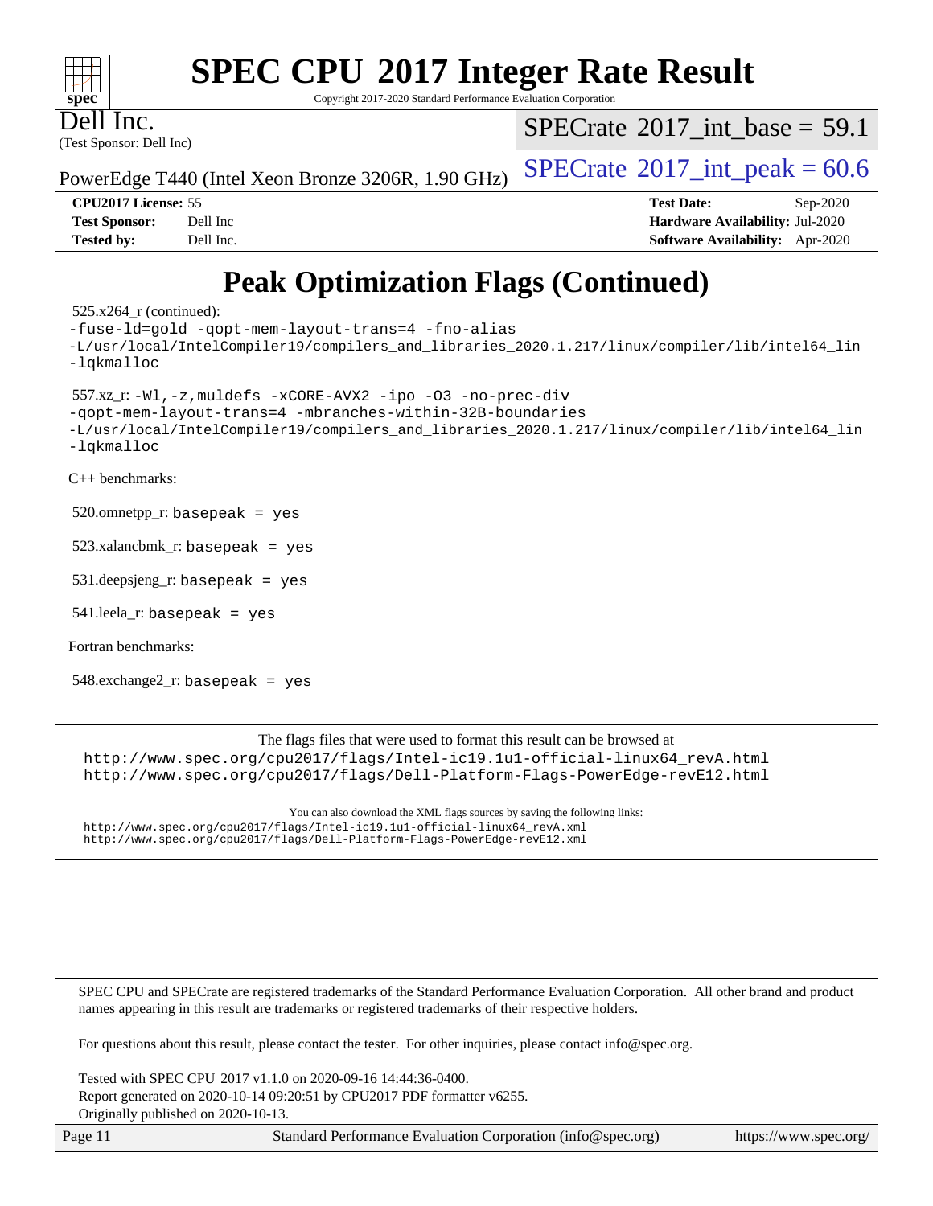# Peak Optimization Flags (Continued)

525.x264_r (continued):
-fuse-ld=gold -qopt-mem-layout-trans=4 -fno-alias
-L/usr/local/IntelCompiler19/compilers_and_libraries_2020.1.217/linux/compiler/lib/intel64_lin
-lqkmalloc

557.xz_r: -Wl,-z,muldefs -xCORE-AVX2 -ipo -O3 -no-prec-div
-qopt-mem-layout-trans=4 -mbranches-within-32B-boundaries
-L/usr/local/IntelCompiler19/compilers_and_libraries_2020.1.217/linux/compiler/lib/intel64_lin
-lqkmalloc

C++ benchmarks:

520.omnetpp_r: basepeak = yes

523.xalancbmk_r: basepeak = yes

531.deepsjeng_r: basepeak = yes

541.leela_r: basepeak = yes

Fortran benchmarks:

548.exchange2_r: basepeak = yes

The flags files that were used to format this result can be browsed at
http://www.spec.org/cpu2017/flags/Intel-ic19.1u1-official-linux64_revA.html
http://www.spec.org/cpu2017/flags/Dell-Platform-Flags-PowerEdge-revE12.html

You can also download the XML flags sources by saving the following links:
http://www.spec.org/cpu2017/flags/Intel-ic19.1u1-official-linux64_revA.xml
http://www.spec.org/cpu2017/flags/Dell-Platform-Flags-PowerEdge-revE12.xml

SPEC CPU and SPECrate are registered trademarks of the Standard Performance Evaluation Corporation. All other brand and product names appearing in this result are trademarks or registered trademarks of their respective holders.

For questions about this result, please contact the tester. For other inquiries, please contact info@spec.org.

Tested with SPEC CPU 2017 v1.1.0 on 2020-09-16 14:44:36-0400.
Report generated on 2020-10-14 09:20:51 by CPU2017 PDF formatter v6255.
Originally published on 2020-10-13.